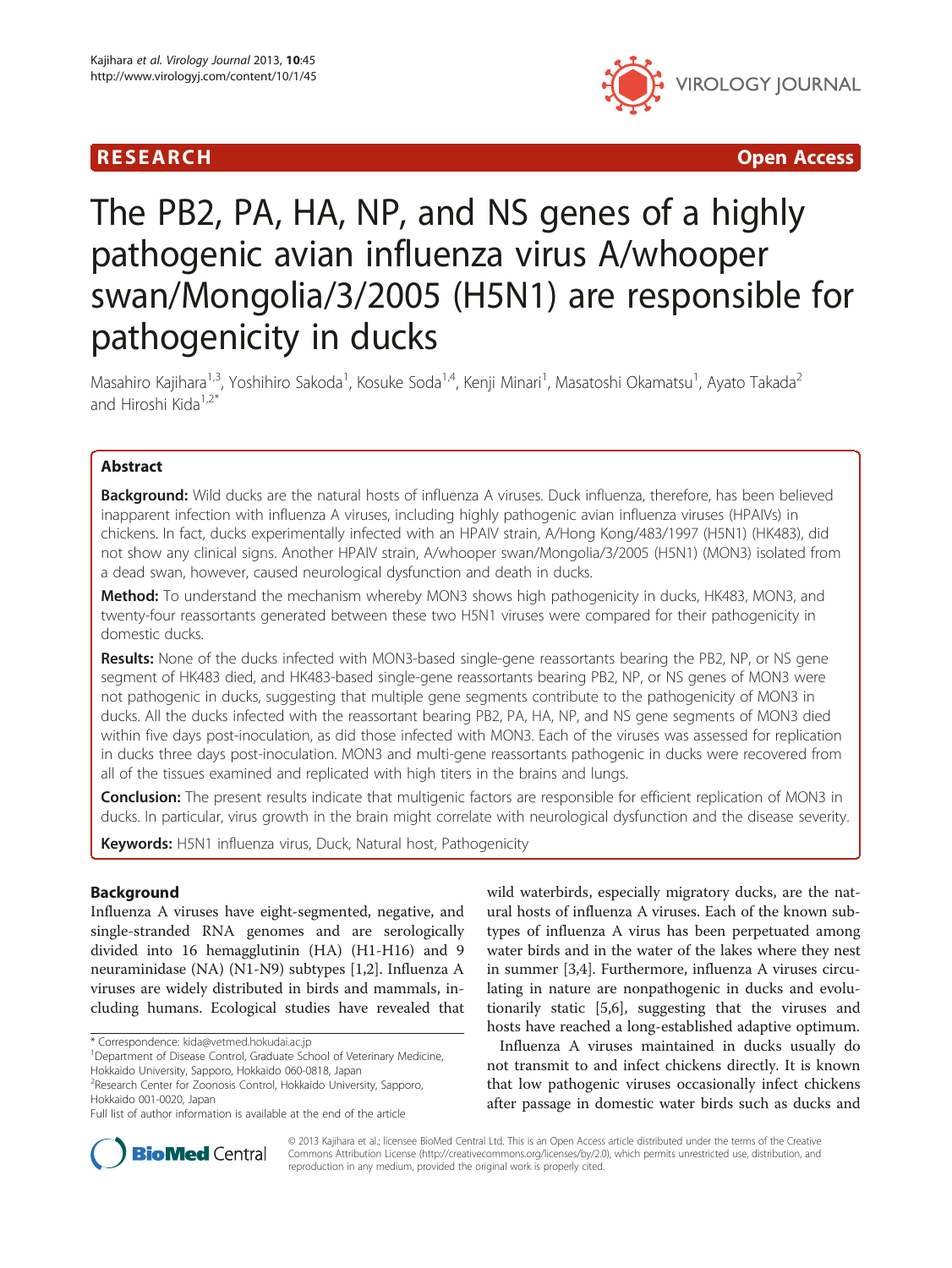RESEARCH Open Access

# The PB2, PA, HA, NP, and NS genes of a highly pathogenic avian influenza virus A/whooper swan/Mongolia/3/2005 (H5N1) are responsible for pathogenicity in ducks

Masahiro Kajihara[1,3], Yoshihiro Sakoda[1], Kosuke Soda[1,4], Kenji Minari[1], Masatoshi Okamatsu[1], Ayato Takada[2] and Hiroshi Kida[1,2*]

## Abstract

**Background:** Wild ducks are the natural hosts of influenza A viruses. Duck influenza, therefore, has been believed inapparent infection with influenza A viruses, including highly pathogenic avian influenza viruses (HPAIVs) in chickens. In fact, ducks experimentally infected with an HPAIV strain, A/Hong Kong/483/1997 (H5N1) (HK483), did not show any clinical signs. Another HPAIV strain, A/whooper swan/Mongolia/3/2005 (H5N1) (MON3) isolated from a dead swan, however, caused neurological dysfunction and death in ducks.

**Method:** To understand the mechanism whereby MON3 shows high pathogenicity in ducks, HK483, MON3, and twenty-four reassortants generated between these two H5N1 viruses were compared for their pathogenicity in domestic ducks.

**Results:** None of the ducks infected with MON3-based single-gene reassortants bearing the PB2, NP, or NS gene segment of HK483 died, and HK483-based single-gene reassortants bearing PB2, NP, or NS genes of MON3 were not pathogenic in ducks, suggesting that multiple gene segments contribute to the pathogenicity of MON3 in ducks. All the ducks infected with the reassortant bearing PB2, PA, HA, NP, and NS gene segments of MON3 died within five days post-inoculation, as did those infected with MON3. Each of the viruses was assessed for replication in ducks three days post-inoculation. MON3 and multi-gene reassortants pathogenic in ducks were recovered from all of the tissues examined and replicated with high titers in the brains and lungs.

**Conclusion:** The present results indicate that multigenic factors are responsible for efficient replication of MON3 in ducks. In particular, virus growth in the brain might correlate with neurological dysfunction and the disease severity.

**Keywords:** H5N1 influenza virus, Duck, Natural host, Pathogenicity

## Background

Influenza A viruses have eight-segmented, negative, and single-stranded RNA genomes and are serologically divided into 16 hemagglutinin (HA) (H1-H16) and 9 neuraminidase (NA) (N1-N9) subtypes [1,2]. Influenza A viruses are widely distributed in birds and mammals, including humans. Ecological studies have revealed that wild waterbirds, especially migratory ducks, are the natural hosts of influenza A viruses. Each of the known subtypes of influenza A virus has been perpetuated among water birds and in the water of the lakes where they nest in summer [3,4]. Furthermore, influenza A viruses circulating in nature are nonpathogenic in ducks and evolutionarily static [5,6], suggesting that the viruses and hosts have reached a long-established adaptive optimum.

Influenza A viruses maintained in ducks usually do not transmit to and infect chickens directly. It is known that low pathogenic viruses occasionally infect chickens after passage in domestic water birds such as ducks and

\* Correspondence: kida@vetmed.hokudai.ac.jp

[1]Department of Disease Control, Graduate School of Veterinary Medicine, Hokkaido University, Sapporo, Hokkaido 060-0818, Japan

[2]Research Center for Zoonosis Control, Hokkaido University, Sapporo, Hokkaido 001-0020, Japan

Full list of author information is available at the end of the article

© 2013 Kajihara et al.; licensee BioMed Central Ltd. This is an Open Access article distributed under the terms of the Creative Commons Attribution License (http://creativecommons.org/licenses/by/2.0), which permits unrestricted use, distribution, and reproduction in any medium, provided the original work is properly cited.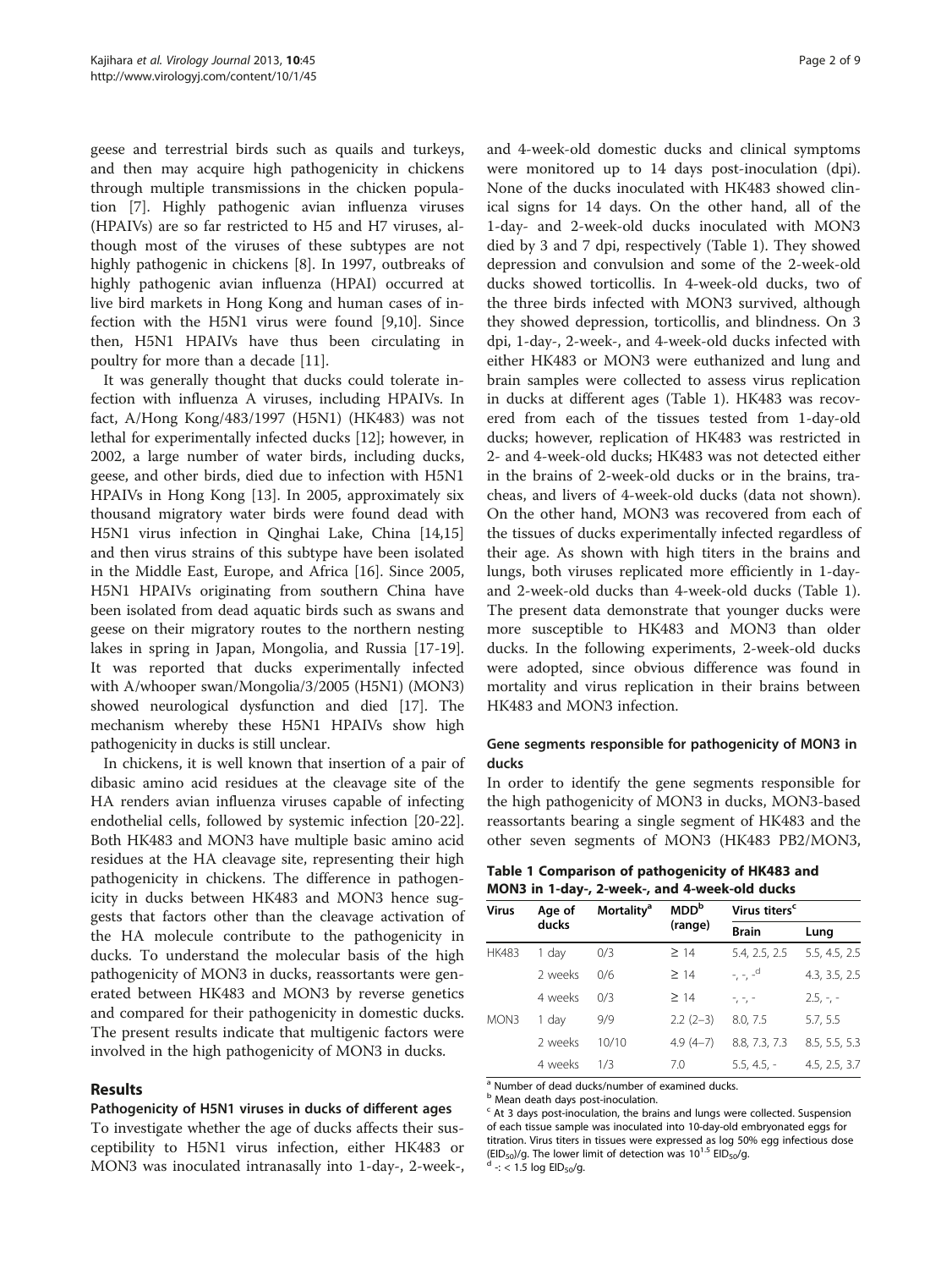geese and terrestrial birds such as quails and turkeys, and then may acquire high pathogenicity in chickens through multiple transmissions in the chicken population [7]. Highly pathogenic avian influenza viruses (HPAIVs) are so far restricted to H5 and H7 viruses, although most of the viruses of these subtypes are not highly pathogenic in chickens [8]. In 1997, outbreaks of highly pathogenic avian influenza (HPAI) occurred at live bird markets in Hong Kong and human cases of infection with the H5N1 virus were found [9,10]. Since then, H5N1 HPAIVs have thus been circulating in poultry for more than a decade [11].

It was generally thought that ducks could tolerate infection with influenza A viruses, including HPAIVs. In fact, A/Hong Kong/483/1997 (H5N1) (HK483) was not lethal for experimentally infected ducks [12]; however, in 2002, a large number of water birds, including ducks, geese, and other birds, died due to infection with H5N1 HPAIVs in Hong Kong [13]. In 2005, approximately six thousand migratory water birds were found dead with H5N1 virus infection in Qinghai Lake, China [14,15] and then virus strains of this subtype have been isolated in the Middle East, Europe, and Africa [16]. Since 2005, H5N1 HPAIVs originating from southern China have been isolated from dead aquatic birds such as swans and geese on their migratory routes to the northern nesting lakes in spring in Japan, Mongolia, and Russia [17-19]. It was reported that ducks experimentally infected with A/whooper swan/Mongolia/3/2005 (H5N1) (MON3) showed neurological dysfunction and died [17]. The mechanism whereby these H5N1 HPAIVs show high pathogenicity in ducks is still unclear.

In chickens, it is well known that insertion of a pair of dibasic amino acid residues at the cleavage site of the HA renders avian influenza viruses capable of infecting endothelial cells, followed by systemic infection [20-22]. Both HK483 and MON3 have multiple basic amino acid residues at the HA cleavage site, representing their high pathogenicity in chickens. The difference in pathogenicity in ducks between HK483 and MON3 hence suggests that factors other than the cleavage activation of the HA molecule contribute to the pathogenicity in ducks. To understand the molecular basis of the high pathogenicity of MON3 in ducks, reassortants were generated between HK483 and MON3 by reverse genetics and compared for their pathogenicity in domestic ducks. The present results indicate that multigenic factors were involved in the high pathogenicity of MON3 in ducks.

## Results

### Pathogenicity of H5N1 viruses in ducks of different ages

To investigate whether the age of ducks affects their susceptibility to H5N1 virus infection, either HK483 or MON3 was inoculated intranasally into 1-day-, 2-week-, and 4-week-old domestic ducks and clinical symptoms were monitored up to 14 days post-inoculation (dpi). None of the ducks inoculated with HK483 showed clinical signs for 14 days. On the other hand, all of the 1-day- and 2-week-old ducks inoculated with MON3 died by 3 and 7 dpi, respectively (Table 1). They showed depression and convulsion and some of the 2-week-old ducks showed torticollis. In 4-week-old ducks, two of the three birds infected with MON3 survived, although they showed depression, torticollis, and blindness. On 3 dpi, 1-day-, 2-week-, and 4-week-old ducks infected with either HK483 or MON3 were euthanized and lung and brain samples were collected to assess virus replication in ducks at different ages (Table 1). HK483 was recovered from each of the tissues tested from 1-day-old ducks; however, replication of HK483 was restricted in 2- and 4-week-old ducks; HK483 was not detected either in the brains of 2-week-old ducks or in the brains, tracheas, and livers of 4-week-old ducks (data not shown). On the other hand, MON3 was recovered from each of the tissues of ducks experimentally infected regardless of their age. As shown with high titers in the brains and lungs, both viruses replicated more efficiently in 1-day- and 2-week-old ducks than 4-week-old ducks (Table 1). The present data demonstrate that younger ducks were more susceptible to HK483 and MON3 than older ducks. In the following experiments, 2-week-old ducks were adopted, since obvious difference was found in mortality and virus replication in their brains between HK483 and MON3 infection.

**Table 1 Comparison of pathogenicity of HK483 and MON3 in 1-day-, 2-week-, and 4-week-old ducks**

| Virus | Age of ducks | Mortality[a] | MDD[b] (range) | Virus titers[c] | |
|---|---|---|---|---|---|
| | | | | Brain | Lung |
| HK483 | 1 day | 0/3 | ≥ 14 | 5.4, 2.5, 2.5 | 5.5, 4.5, 2.5 |
| | 2 weeks | 0/6 | ≥ 14 | -, -, -[d] | 4.3, 3.5, 2.5 |
| | 4 weeks | 0/3 | ≥ 14 | -, -, - | 2.5, -, - |
| MON3 | 1 day | 9/9 | 2.2 (2–3) | 8.0, 7.5 | 5.7, 5.5 |
| | 2 weeks | 10/10 | 4.9 (4–7) | 8.8, 7.3, 7.3 | 8.5, 5.5, 5.3 |
| | 4 weeks | 1/3 | 7.0 | 5.5, 4.5, - | 4.5, 2.5, 3.7 |

[a] Number of dead ducks/number of examined ducks.
[b] Mean death days post-inoculation.
[c] At 3 days post-inoculation, the brains and lungs were collected. Suspension of each tissue sample was inoculated into 10-day-old embryonated eggs for titration. Virus titers in tissues were expressed as log 50% egg infectious dose ($EID_{50}$)/g. The lower limit of detection was $10^{1.5}$ $EID_{50}$/g.
[d] -: < 1.5 log $EID_{50}$/g.

### Gene segments responsible for pathogenicity of MON3 in ducks

In order to identify the gene segments responsible for the high pathogenicity of MON3 in ducks, MON3-based reassortants bearing a single segment of HK483 and the other seven segments of MON3 (HK483 PB2/MON3,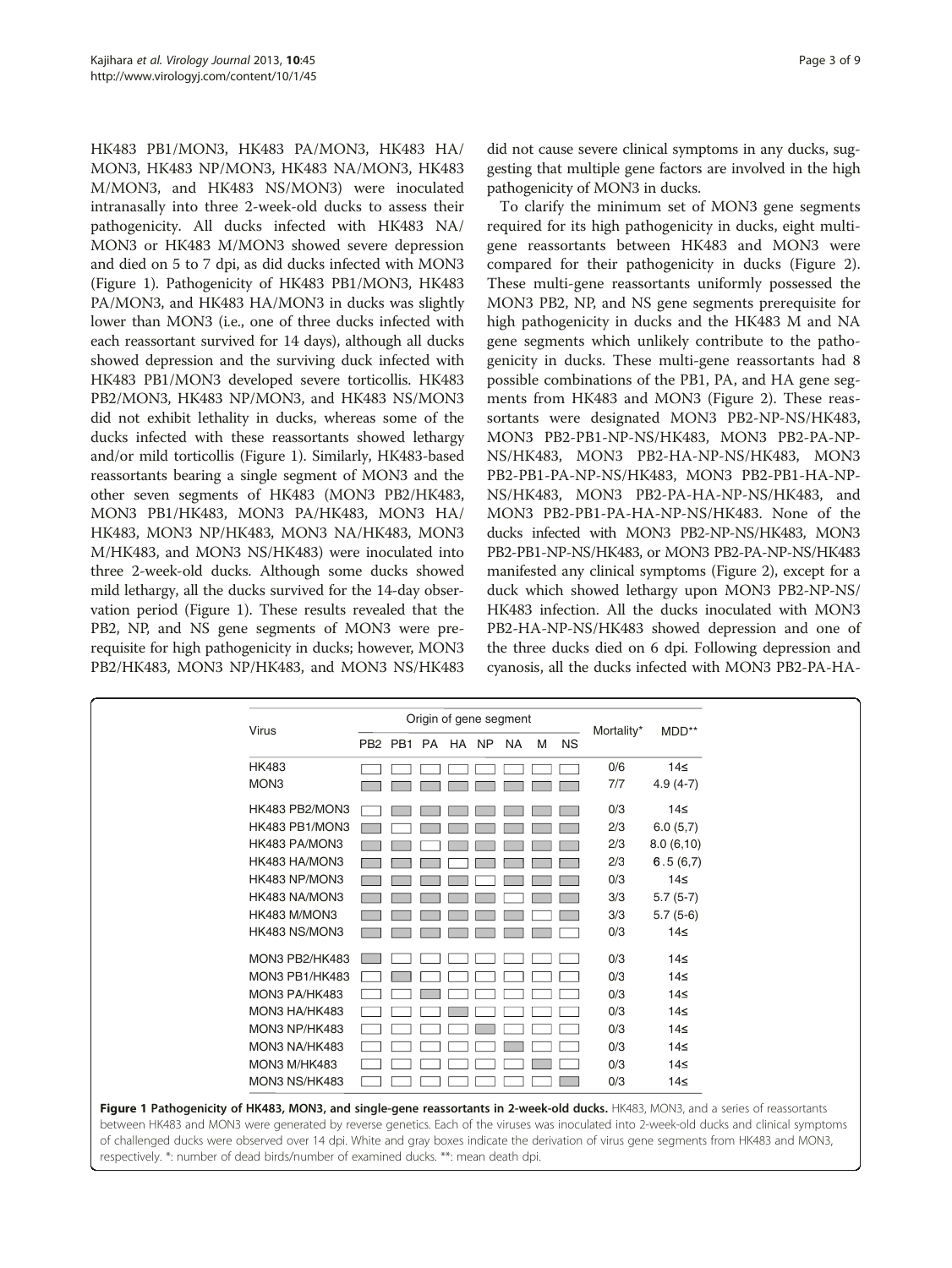HK483 PB1/MON3, HK483 PA/MON3, HK483 HA/MON3, HK483 NP/MON3, HK483 NA/MON3, HK483 M/MON3, and HK483 NS/MON3) were inoculated intranasally into three 2-week-old ducks to assess their pathogenicity. All ducks infected with HK483 NA/MON3 or HK483 M/MON3 showed severe depression and died on 5 to 7 dpi, as did ducks infected with MON3 (Figure 1). Pathogenicity of HK483 PB1/MON3, HK483 PA/MON3, and HK483 HA/MON3 in ducks was slightly lower than MON3 (i.e., one of three ducks infected with each reassortant survived for 14 days), although all ducks showed depression and the surviving duck infected with HK483 PB1/MON3 developed severe torticollis. HK483 PB2/MON3, HK483 NP/MON3, and HK483 NS/MON3 did not exhibit lethality in ducks, whereas some of the ducks infected with these reassortants showed lethargy and/or mild torticollis (Figure 1). Similarly, HK483-based reassortants bearing a single segment of MON3 and the other seven segments of HK483 (MON3 PB2/HK483, MON3 PB1/HK483, MON3 PA/HK483, MON3 HA/HK483, MON3 NP/HK483, MON3 NA/HK483, MON3 M/HK483, and MON3 NS/HK483) were inoculated into three 2-week-old ducks. Although some ducks showed mild lethargy, all the ducks survived for the 14-day observation period (Figure 1). These results revealed that the PB2, NP, and NS gene segments of MON3 were prerequisite for high pathogenicity in ducks; however, MON3 PB2/HK483, MON3 NP/HK483, and MON3 NS/HK483 did not cause severe clinical symptoms in any ducks, suggesting that multiple gene factors are involved in the high pathogenicity of MON3 in ducks.

To clarify the minimum set of MON3 gene segments required for its high pathogenicity in ducks, eight multi-gene reassortants between HK483 and MON3 were compared for their pathogenicity in ducks (Figure 2). These multi-gene reassortants uniformly possessed the MON3 PB2, NP, and NS gene segments prerequisite for high pathogenicity in ducks and the HK483 M and NA gene segments which unlikely contribute to the pathogenicity in ducks. These multi-gene reassortants had 8 possible combinations of the PB1, PA, and HA gene segments from HK483 and MON3 (Figure 2). These reassortants were designated MON3 PB2-NP-NS/HK483, MON3 PB2-PB1-NP-NS/HK483, MON3 PB2-PA-NP-NS/HK483, MON3 PB2-HA-NP-NS/HK483, MON3 PB2-PB1-PA-NP-NS/HK483, MON3 PB2-PB1-HA-NP-NS/HK483, MON3 PB2-PA-HA-NP-NS/HK483, and MON3 PB2-PB1-PA-HA-NP-NS/HK483. None of the ducks infected with MON3 PB2-NP-NS/HK483, MON3 PB2-PB1-NP-NS/HK483, or MON3 PB2-PA-NP-NS/HK483 manifested any clinical symptoms (Figure 2), except for a duck which showed lethargy upon MON3 PB2-NP-NS/HK483 infection. All the ducks inoculated with MON3 PB2-HA-NP-NS/HK483 showed depression and one of the three ducks died on 6 dpi. Following depression and cyanosis, all the ducks infected with MON3 PB2-PA-HA-

| Virus | PB2 | PB1 | PA | HA | NP | NA | M | NS | Mortality* | MDD** |
|---|---|---|---|---|---|---|---|---|---|---|
| HK483 | White | White | White | White | White | White | White | White | 0/6 | 14≤ |
| MON3 | Gray | Gray | Gray | Gray | Gray | Gray | Gray | Gray | 7/7 | 4.9 (4-7) |
| HK483 PB2/MON3 | White | Gray | Gray | Gray | Gray | Gray | Gray | Gray | 0/3 | 14≤ |
| HK483 PB1/MON3 | Gray | White | Gray | Gray | Gray | Gray | Gray | Gray | 2/3 | 6.0 (5,7) |
| HK483 PA/MON3 | Gray | Gray | White | Gray | Gray | Gray | Gray | Gray | 2/3 | 8.0 (6,10) |
| HK483 HA/MON3 | Gray | Gray | Gray | White | Gray | Gray | Gray | Gray | 2/3 | 6.5 (6,7) |
| HK483 NP/MON3 | Gray | Gray | Gray | Gray | White | Gray | Gray | Gray | 0/3 | 14≤ |
| HK483 NA/MON3 | Gray | Gray | Gray | Gray | Gray | White | Gray | Gray | 3/3 | 5.7 (5-7) |
| HK483 M/MON3 | Gray | Gray | Gray | Gray | Gray | Gray | White | Gray | 3/3 | 5.7 (5-6) |
| HK483 NS/MON3 | Gray | Gray | Gray | Gray | Gray | Gray | Gray | White | 0/3 | 14≤ |
| MON3 PB2/HK483 | Gray | White | White | White | White | White | White | White | 0/3 | 14≤ |
| MON3 PB1/HK483 | White | Gray | White | White | White | White | White | White | 0/3 | 14≤ |
| MON3 PA/HK483 | White | White | Gray | White | White | White | White | White | 0/3 | 14≤ |
| MON3 HA/HK483 | White | White | White | Gray | White | White | White | White | 0/3 | 14≤ |
| MON3 NP/HK483 | White | White | White | White | Gray | White | White | White | 0/3 | 14≤ |
| MON3 NA/HK483 | White | White | White | White | White | Gray | White | White | 0/3 | 14≤ |
| MON3 M/HK483 | White | White | White | White | White | White | Gray | White | 0/3 | 14≤ |
| MON3 NS/HK483 | White | White | White | White | White | White | White | Gray | 0/3 | 14≤ |

(Columns PB2–NS: Origin of gene segment)

**Figure 1 Pathogenicity of HK483, MON3, and single-gene reassortants in 2-week-old ducks.** HK483, MON3, and a series of reassortants between HK483 and MON3 were generated by reverse genetics. Each of the viruses was inoculated into 2-week-old ducks and clinical symptoms of challenged ducks were observed over 14 dpi. White and gray boxes indicate the derivation of virus gene segments from HK483 and MON3, respectively. *: number of dead birds/number of examined ducks. **: mean death dpi.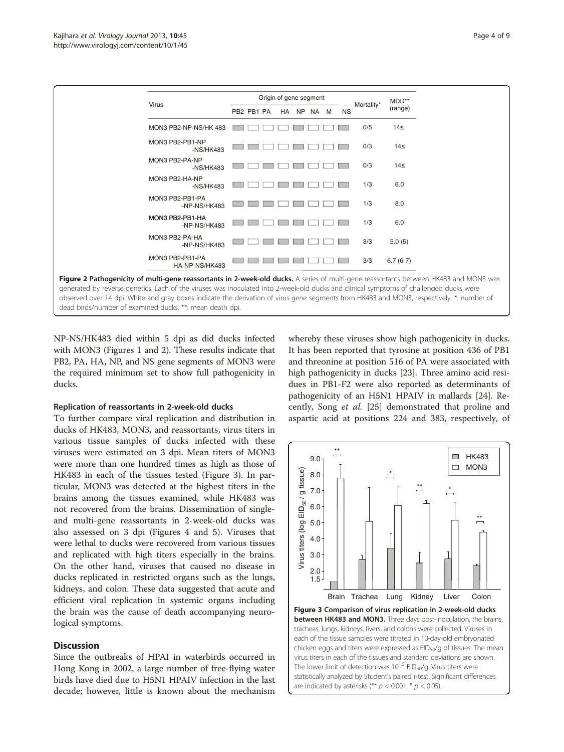| Virus | Origin of gene segment | | | | | | | | Mortality* | MDD** (range) |
|---|---|---|---|---|---|---|---|---|---|---|
| | PB2 | PB1 | PA | HA | NP | NA | M | NS | | |
| MON3 PB2-NP-NS/HK 483 | MON3 | HK483 | HK483 | HK483 | MON3 | HK483 | HK483 | MON3 | 0/5 | 14≤ |
| MON3 PB2-PB1-NP-NS/HK483 | MON3 | MON3 | HK483 | HK483 | MON3 | HK483 | HK483 | MON3 | 0/3 | 14≤ |
| MON3 PB2-PA-NP-NS/HK483 | MON3 | HK483 | MON3 | HK483 | MON3 | HK483 | HK483 | MON3 | 0/3 | 14≤ |
| MON3 PB2-HA-NP-NS/HK483 | MON3 | HK483 | HK483 | MON3 | MON3 | HK483 | HK483 | MON3 | 1/3 | 6.0 |
| MON3 PB2-PB1-PA-NP-NS/HK483 | MON3 | MON3 | MON3 | HK483 | MON3 | HK483 | HK483 | MON3 | 1/3 | 8.0 |
| MON3 PB2-PB1-HA-NP-NS/HK483 | MON3 | MON3 | HK483 | MON3 | MON3 | HK483 | HK483 | MON3 | 1/3 | 6.0 |
| MON3 PB2-PA-HA-NP-NS/HK483 | MON3 | HK483 | MON3 | MON3 | MON3 | HK483 | HK483 | MON3 | 3/3 | 5.0 (5) |
| MON3 PB2-PB1-PA-HA-NP-NS/HK483 | MON3 | MON3 | MON3 | MON3 | MON3 | HK483 | HK483 | MON3 | 3/3 | 6.7 (6-7) |

**Figure 2 Pathogenicity of multi-gene reassortants in 2-week-old ducks.** A series of multi-gene reassortants between HK483 and MON3 was generated by reverse genetics. Each of the viruses was inoculated into 2-week-old ducks and clinical symptoms of challenged ducks were observed over 14 dpi. White and gray boxes indicate the derivation of virus gene segments from HK483 and MON3, respectively. *: number of dead birds/number of examined ducks. **: mean death dpi.

NP-NS/HK483 died within 5 dpi as did ducks infected with MON3 (Figures 1 and 2). These results indicate that PB2, PA, HA, NP, and NS gene segments of MON3 were the required minimum set to show full pathogenicity in ducks.

#### Replication of reassortants in 2-week-old ducks

To further compare viral replication and distribution in ducks of HK483, MON3, and reassortants, virus titers in various tissue samples of ducks infected with these viruses were estimated on 3 dpi. Mean titers of MON3 were more than one hundred times as high as those of HK483 in each of the tissues tested (Figure 3). In particular, MON3 was detected at the highest titers in the brains among the tissues examined, while HK483 was not recovered from the brains. Dissemination of single- and multi-gene reassortants in 2-week-old ducks was also assessed on 3 dpi (Figures 4 and 5). Viruses that were lethal to ducks were recovered from various tissues and replicated with high titers especially in the brains. On the other hand, viruses that caused no disease in ducks replicated in restricted organs such as the lungs, kidneys, and colon. These data suggested that acute and efficient viral replication in systemic organs including the brain was the cause of death accompanying neurological symptoms.

## Discussion

Since the outbreaks of HPAI in waterbirds occurred in Hong Kong in 2002, a large number of free-flying water birds have died due to H5N1 HPAIV infection in the last decade; however, little is known about the mechanism whereby these viruses show high pathogenicity in ducks. It has been reported that tyrosine at position 436 of PB1 and threonine at position 516 of PA were associated with high pathogenicity in ducks [23]. Three amino acid residues in PB1-F2 were also reported as determinants of pathogenicity of an H5N1 HPAIV in mallards [24]. Recently, Song *et al.* [25] demonstrated that proline and aspartic acid at positions 224 and 383, respectively, of

**Figure 3 Comparison of virus replication in 2-week-old ducks between HK483 and MON3.** Three days post-inoculation, the brains, tracheas, lungs, kidneys, livers, and colons were collected. Viruses in each of the tissue samples were titrated in 10-day-old embryonated chicken eggs and titers were expressed as $EID_{50}$/g of tissues. The mean virus titers in each of the tissues and standard deviations are shown. The lower limit of detection was $10^{1.5}$ $EID_{50}$/g. Virus titers were statistically analyzed by Student's paired *t*-test. Significant differences are indicated by asterisks (** $p < 0.001$, * $p < 0.05$).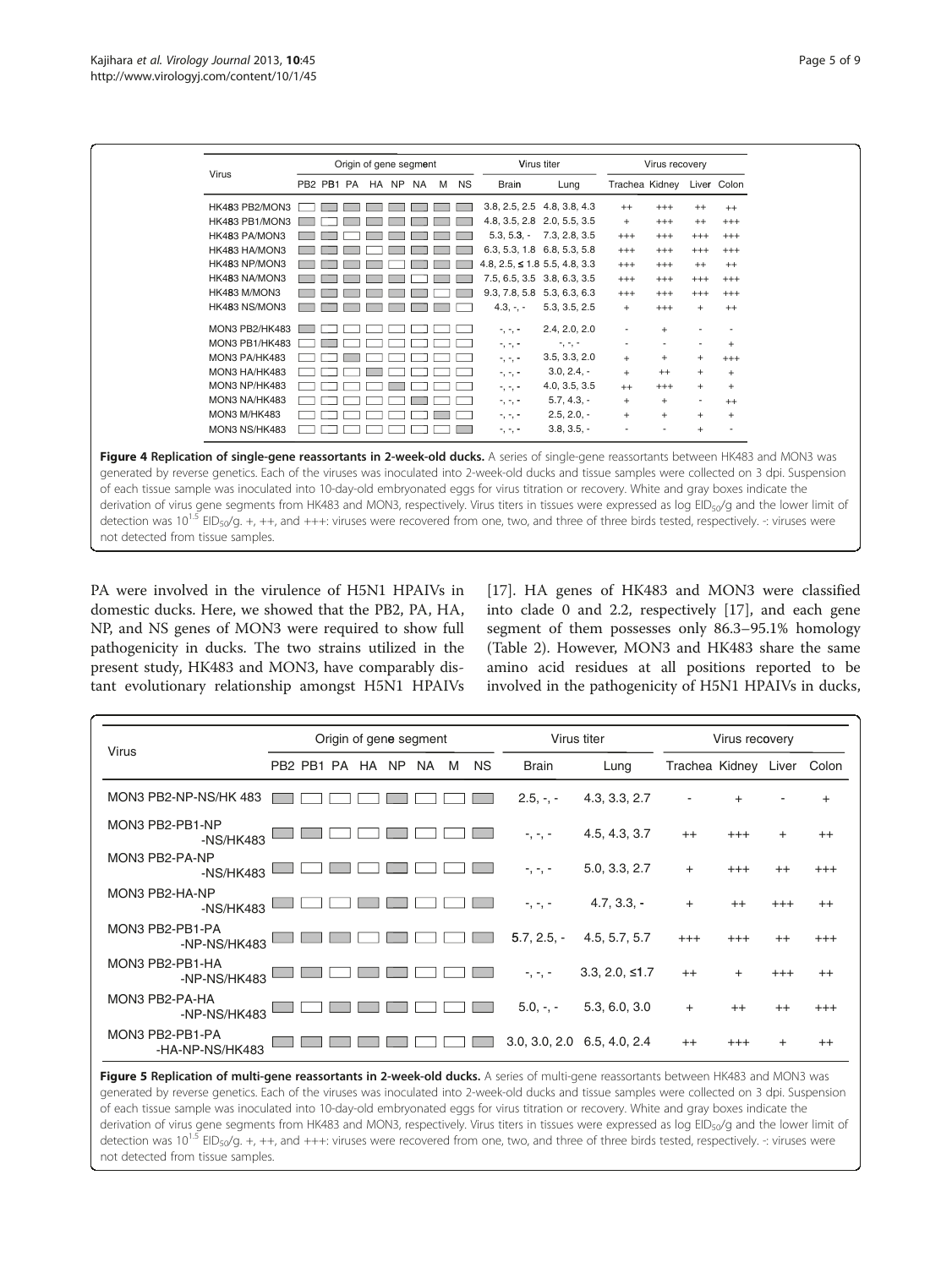| Virus | Origin of gene segment | | | | | | | | Virus titer | | Virus recovery | | | |
|---|---|---|---|---|---|---|---|---|---|---|---|---|---|---|
| | PB2 | PB1 | PA | HA | NP | NA | M | NS | Brain | Lung | Trachea | Kidney | Liver | Colon |
| HK483 PB2/MON3 | □ | ■ | ■ | ■ | ■ | ■ | ■ | ■ | 3.8, 2.5, 2.5 | 4.8, 3.8, 4.3 | ++ | +++ | ++ | ++ |
| HK483 PB1/MON3 | ■ | □ | ■ | ■ | ■ | ■ | ■ | ■ | 4.8, 3.5, 2.8 | 2.0, 5.5, 3.5 | + | +++ | ++ | +++ |
| HK483 PA/MON3 | ■ | ■ | □ | ■ | ■ | ■ | ■ | ■ | 5.3, 5.3, - | 7.3, 2.8, 3.5 | +++ | +++ | +++ | +++ |
| HK483 HA/MON3 | ■ | ■ | ■ | □ | ■ | ■ | ■ | ■ | 6.3, 5.3, 1.8 | 6.8, 5.3, 5.8 | +++ | +++ | +++ | +++ |
| HK483 NP/MON3 | ■ | ■ | ■ | ■ | □ | ■ | ■ | ■ | 4.8, 2.5, ≤ 1.8 | 5.5, 4.8, 3.3 | +++ | +++ | ++ | ++ |
| HK483 NA/MON3 | ■ | ■ | ■ | ■ | ■ | □ | ■ | ■ | 7.5, 6.5, 3.5 | 3.8, 6.3, 3.5 | +++ | +++ | +++ | +++ |
| HK483 M/MON3 | ■ | ■ | ■ | ■ | ■ | ■ | □ | ■ | 9.3, 7.8, 5.8 | 5.3, 6.3, 6.3 | +++ | +++ | +++ | +++ |
| HK483 NS/MON3 | ■ | ■ | ■ | ■ | ■ | ■ | ■ | □ | 4.3, -, - | 5.3, 3.5, 2.5 | + | +++ | + | ++ |
| MON3 PB2/HK483 | ■ | □ | □ | □ | □ | □ | □ | □ | -, -, - | 2.4, 2.0, 2.0 | - | + | - | - |
| MON3 PB1/HK483 | □ | ■ | □ | □ | □ | □ | □ | □ | -, -, - | -, -, - | - | - | - | + |
| MON3 PA/HK483 | □ | □ | ■ | □ | □ | □ | □ | □ | -, -, - | 3.5, 3.3, 2.0 | + | + | + | +++ |
| MON3 HA/HK483 | □ | □ | □ | ■ | □ | □ | □ | □ | -, -, - | 3.0, 2.4, - | + | ++ | + | + |
| MON3 NP/HK483 | □ | □ | □ | □ | ■ | □ | □ | □ | -, -, - | 4.0, 3.5, 3.5 | ++ | +++ | + | + |
| MON3 NA/HK483 | □ | □ | □ | □ | □ | ■ | □ | □ | -, -, - | 5.7, 4.3, - | + | + | - | ++ |
| MON3 M/HK483 | □ | □ | □ | □ | □ | □ | ■ | □ | -, -, - | 2.5, 2.0, - | + | + | + | + |
| MON3 NS/HK483 | □ | □ | □ | □ | □ | □ | □ | ■ | -, -, - | 3.8, 3.5, - | - | - | + | - |

**Figure 4 Replication of single-gene reassortants in 2-week-old ducks.** A series of single-gene reassortants between HK483 and MON3 was generated by reverse genetics. Each of the viruses was inoculated into 2-week-old ducks and tissue samples were collected on 3 dpi. Suspension of each tissue sample was inoculated into 10-day-old embryonated eggs for virus titration or recovery. White and gray boxes indicate the derivation of virus gene segments from HK483 and MON3, respectively. Virus titers in tissues were expressed as log $EID_{50}$/g and the lower limit of detection was $10^{1.5}$ $EID_{50}$/g. +, ++, and +++: viruses were recovered from one, two, and three of three birds tested, respectively. -: viruses were not detected from tissue samples.

PA were involved in the virulence of H5N1 HPAIVs in domestic ducks. Here, we showed that the PB2, PA, HA, NP, and NS genes of MON3 were required to show full pathogenicity in ducks. The two strains utilized in the present study, HK483 and MON3, have comparably distant evolutionary relationship amongst H5N1 HPAIVs [17]. HA genes of HK483 and MON3 were classified into clade 0 and 2.2, respectively [17], and each gene segment of them possesses only 86.3–95.1% homology (Table 2). However, MON3 and HK483 share the same amino acid residues at all positions reported to be involved in the pathogenicity of H5N1 HPAIVs in ducks,

| Virus | Origin of gene segment | | | | | | | | Virus titer | | Virus recovery | | | |
|---|---|---|---|---|---|---|---|---|---|---|---|---|---|---|
| | PB2 | PB1 | PA | HA | NP | NA | M | NS | Brain | Lung | Trachea | Kidney | Liver | Colon |
| MON3 PB2-NP-NS/HK 483 | ■ | □ | □ | □ | ■ | □ | □ | ■ | 2.5, -, - | 4.3, 3.3, 2.7 | - | + | - | + |
| MON3 PB2-PB1-NP-NS/HK483 | ■ | ■ | □ | □ | ■ | □ | □ | ■ | -, -, - | 4.5, 4.3, 3.7 | ++ | +++ | + | ++ |
| MON3 PB2-PA-NP-NS/HK483 | ■ | □ | ■ | □ | ■ | □ | □ | ■ | -, -, - | 5.0, 3.3, 2.7 | + | +++ | ++ | +++ |
| MON3 PB2-HA-NP-NS/HK483 | ■ | □ | □ | ■ | ■ | □ | □ | ■ | -, -, - | 4.7, 3.3, - | + | ++ | +++ | ++ |
| MON3 PB2-PB1-PA-NP-NS/HK483 | ■ | ■ | ■ | □ | ■ | □ | □ | ■ | 5.7, 2.5, - | 4.5, 5.7, 5.7 | +++ | +++ | ++ | +++ |
| MON3 PB2-PB1-HA-NP-NS/HK483 | ■ | ■ | □ | ■ | ■ | □ | □ | ■ | -, -, - | 3.3, 2.0, ≤1.7 | ++ | + | +++ | ++ |
| MON3 PB2-PA-HA-NP-NS/HK483 | ■ | □ | ■ | ■ | ■ | □ | □ | ■ | 5.0, -, - | 5.3, 6.0, 3.0 | + | ++ | ++ | +++ |
| MON3 PB2-PB1-PA-HA-NP-NS/HK483 | ■ | ■ | ■ | ■ | ■ | □ | □ | ■ | 3.0, 3.0, 2.0 | 6.5, 4.0, 2.4 | ++ | +++ | + | ++ |

**Figure 5 Replication of multi-gene reassortants in 2-week-old ducks.** A series of multi-gene reassortants between HK483 and MON3 was generated by reverse genetics. Each of the viruses was inoculated into 2-week-old ducks and tissue samples were collected on 3 dpi. Suspension of each tissue sample was inoculated into 10-day-old embryonated eggs for virus titration or recovery. White and gray boxes indicate the derivation of virus gene segments from HK483 and MON3, respectively. Virus titers in tissues were expressed as log $EID_{50}$/g and the lower limit of detection was $10^{1.5}$ $EID_{50}$/g. +, ++, and +++: viruses were recovered from one, two, and three of three birds tested, respectively. -: viruses were not detected from tissue samples.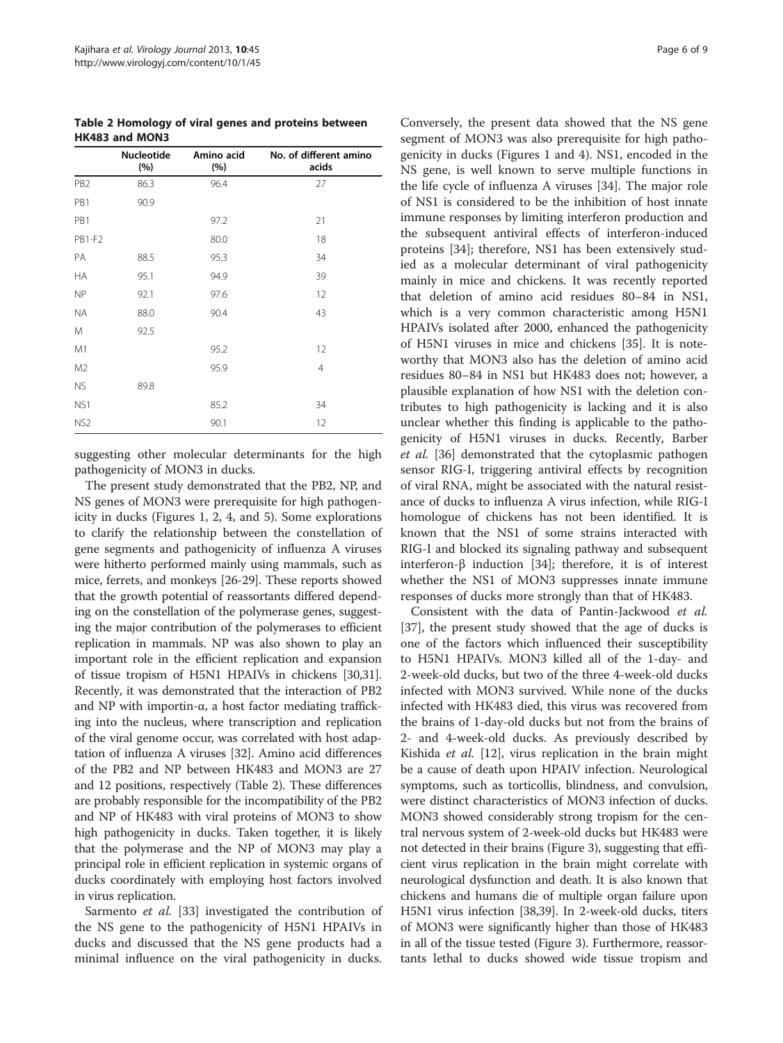**Table 2 Homology of viral genes and proteins between HK483 and MON3**

| | Nucleotide (%) | Amino acid (%) | No. of different amino acids |
|---|---|---|---|
| PB2 | 86.3 | 96.4 | 27 |
| PB1 | 90.9 | | |
| PB1 | | 97.2 | 21 |
| PB1-F2 | | 80.0 | 18 |
| PA | 88.5 | 95.3 | 34 |
| HA | 95.1 | 94.9 | 39 |
| NP | 92.1 | 97.6 | 12 |
| NA | 88.0 | 90.4 | 43 |
| M | 92.5 | | |
| M1 | | 95.2 | 12 |
| M2 | | 95.9 | 4 |
| NS | 89.8 | | |
| NS1 | | 85.2 | 34 |
| NS2 | | 90.1 | 12 |

suggesting other molecular determinants for the high pathogenicity of MON3 in ducks.

The present study demonstrated that the PB2, NP, and NS genes of MON3 were prerequisite for high pathogenicity in ducks (Figures 1, 2, 4, and 5). Some explorations to clarify the relationship between the constellation of gene segments and pathogenicity of influenza A viruses were hitherto performed mainly using mammals, such as mice, ferrets, and monkeys [26-29]. These reports showed that the growth potential of reassortants differed depending on the constellation of the polymerase genes, suggesting the major contribution of the polymerases to efficient replication in mammals. NP was also shown to play an important role in the efficient replication and expansion of tissue tropism of H5N1 HPAIVs in chickens [30,31]. Recently, it was demonstrated that the interaction of PB2 and NP with importin-α, a host factor mediating trafficking into the nucleus, where transcription and replication of the viral genome occur, was correlated with host adaptation of influenza A viruses [32]. Amino acid differences of the PB2 and NP between HK483 and MON3 are 27 and 12 positions, respectively (Table 2). These differences are probably responsible for the incompatibility of the PB2 and NP of HK483 with viral proteins of MON3 to show high pathogenicity in ducks. Taken together, it is likely that the polymerase and the NP of MON3 may play a principal role in efficient replication in systemic organs of ducks coordinately with employing host factors involved in virus replication.

Sarmento *et al.* [33] investigated the contribution of the NS gene to the pathogenicity of H5N1 HPAIVs in ducks and discussed that the NS gene products had a minimal influence on the viral pathogenicity in ducks. Conversely, the present data showed that the NS gene segment of MON3 was also prerequisite for high pathogenicity in ducks (Figures 1 and 4). NS1, encoded in the NS gene, is well known to serve multiple functions in the life cycle of influenza A viruses [34]. The major role of NS1 is considered to be the inhibition of host innate immune responses by limiting interferon production and the subsequent antiviral effects of interferon-induced proteins [34]; therefore, NS1 has been extensively studied as a molecular determinant of viral pathogenicity mainly in mice and chickens. It was recently reported that deletion of amino acid residues 80–84 in NS1, which is a very common characteristic among H5N1 HPAIVs isolated after 2000, enhanced the pathogenicity of H5N1 viruses in mice and chickens [35]. It is noteworthy that MON3 also has the deletion of amino acid residues 80–84 in NS1 but HK483 does not; however, a plausible explanation of how NS1 with the deletion contributes to high pathogenicity is lacking and it is also unclear whether this finding is applicable to the pathogenicity of H5N1 viruses in ducks. Recently, Barber *et al.* [36] demonstrated that the cytoplasmic pathogen sensor RIG-I, triggering antiviral effects by recognition of viral RNA, might be associated with the natural resistance of ducks to influenza A virus infection, while RIG-I homologue of chickens has not been identified. It is known that the NS1 of some strains interacted with RIG-I and blocked its signaling pathway and subsequent interferon-β induction [34]; therefore, it is of interest whether the NS1 of MON3 suppresses innate immune responses of ducks more strongly than that of HK483.

Consistent with the data of Pantin-Jackwood *et al.* [37], the present study showed that the age of ducks is one of the factors which influenced their susceptibility to H5N1 HPAIVs. MON3 killed all of the 1-day- and 2-week-old ducks, but two of the three 4-week-old ducks infected with MON3 survived. While none of the ducks infected with HK483 died, this virus was recovered from the brains of 1-day-old ducks but not from the brains of 2- and 4-week-old ducks. As previously described by Kishida *et al.* [12], virus replication in the brain might be a cause of death upon HPAIV infection. Neurological symptoms, such as torticollis, blindness, and convulsion, were distinct characteristics of MON3 infection of ducks. MON3 showed considerably strong tropism for the central nervous system of 2-week-old ducks but HK483 were not detected in their brains (Figure 3), suggesting that efficient virus replication in the brain might correlate with neurological dysfunction and death. It is also known that chickens and humans die of multiple organ failure upon H5N1 virus infection [38,39]. In 2-week-old ducks, titers of MON3 were significantly higher than those of HK483 in all of the tissue tested (Figure 3). Furthermore, reassortants lethal to ducks showed wide tissue tropism and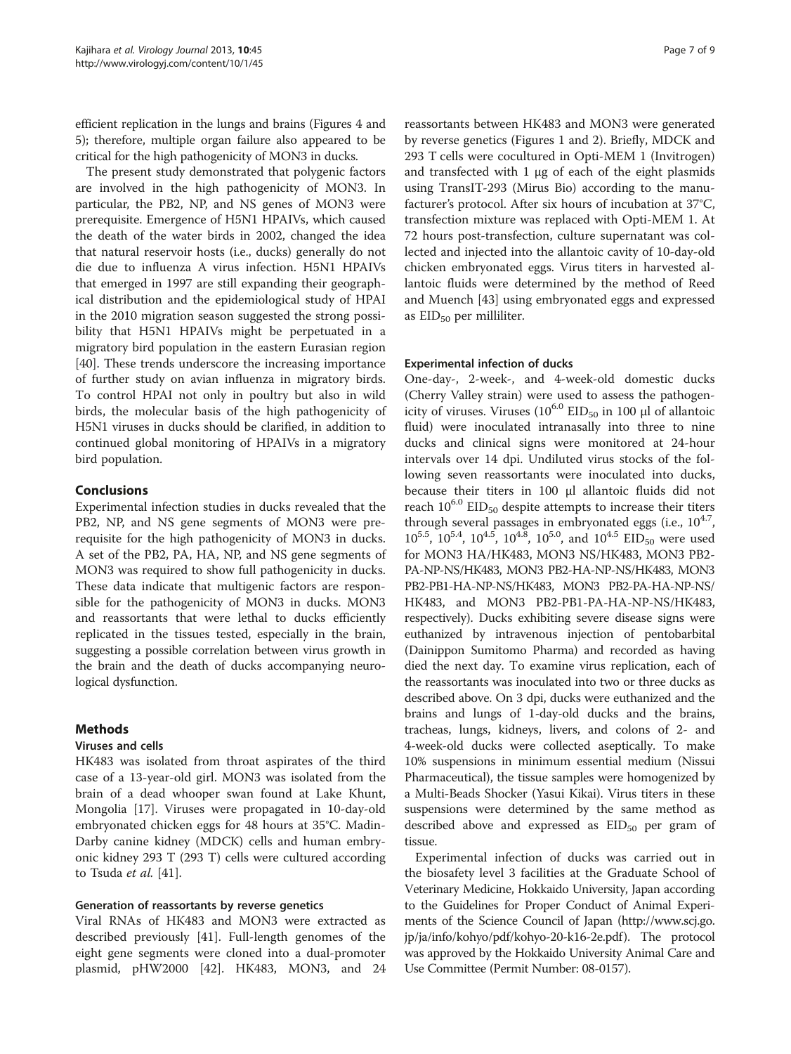efficient replication in the lungs and brains (Figures 4 and 5); therefore, multiple organ failure also appeared to be critical for the high pathogenicity of MON3 in ducks.

The present study demonstrated that polygenic factors are involved in the high pathogenicity of MON3. In particular, the PB2, NP, and NS genes of MON3 were prerequisite. Emergence of H5N1 HPAIVs, which caused the death of the water birds in 2002, changed the idea that natural reservoir hosts (i.e., ducks) generally do not die due to influenza A virus infection. H5N1 HPAIVs that emerged in 1997 are still expanding their geographical distribution and the epidemiological study of HPAI in the 2010 migration season suggested the strong possibility that H5N1 HPAIVs might be perpetuated in a migratory bird population in the eastern Eurasian region [40]. These trends underscore the increasing importance of further study on avian influenza in migratory birds. To control HPAI not only in poultry but also in wild birds, the molecular basis of the high pathogenicity of H5N1 viruses in ducks should be clarified, in addition to continued global monitoring of HPAIVs in a migratory bird population.

## Conclusions

Experimental infection studies in ducks revealed that the PB2, NP, and NS gene segments of MON3 were prerequisite for the high pathogenicity of MON3 in ducks. A set of the PB2, PA, HA, NP, and NS gene segments of MON3 was required to show full pathogenicity in ducks. These data indicate that multigenic factors are responsible for the pathogenicity of MON3 in ducks. MON3 and reassortants that were lethal to ducks efficiently replicated in the tissues tested, especially in the brain, suggesting a possible correlation between virus growth in the brain and the death of ducks accompanying neurological dysfunction.

## Methods

### Viruses and cells

HK483 was isolated from throat aspirates of the third case of a 13-year-old girl. MON3 was isolated from the brain of a dead whooper swan found at Lake Khunt, Mongolia [17]. Viruses were propagated in 10-day-old embryonated chicken eggs for 48 hours at 35°C. Madin-Darby canine kidney (MDCK) cells and human embryonic kidney 293 T (293 T) cells were cultured according to Tsuda *et al.* [41].

### Generation of reassortants by reverse genetics

Viral RNAs of HK483 and MON3 were extracted as described previously [41]. Full-length genomes of the eight gene segments were cloned into a dual-promoter plasmid, pHW2000 [42]. HK483, MON3, and 24 reassortants between HK483 and MON3 were generated by reverse genetics (Figures 1 and 2). Briefly, MDCK and 293 T cells were cocultured in Opti-MEM 1 (Invitrogen) and transfected with 1 μg of each of the eight plasmids using TransIT-293 (Mirus Bio) according to the manufacturer's protocol. After six hours of incubation at 37°C, transfection mixture was replaced with Opti-MEM 1. At 72 hours post-transfection, culture supernatant was collected and injected into the allantoic cavity of 10-day-old chicken embryonated eggs. Virus titers in harvested allantoic fluids were determined by the method of Reed and Muench [43] using embryonated eggs and expressed as $EID_{50}$ per milliliter.

### Experimental infection of ducks

One-day-, 2-week-, and 4-week-old domestic ducks (Cherry Valley strain) were used to assess the pathogenicity of viruses. Viruses ($10^{6.0}$ $EID_{50}$ in 100 μl of allantoic fluid) were inoculated intranasally into three to nine ducks and clinical signs were monitored at 24-hour intervals over 14 dpi. Undiluted virus stocks of the following seven reassortants were inoculated into ducks, because their titers in 100 μl allantoic fluids did not reach $10^{6.0}$ $EID_{50}$ despite attempts to increase their titers through several passages in embryonated eggs (i.e., $10^{4.7}$, $10^{5.5}$, $10^{5.4}$, $10^{4.5}$, $10^{4.8}$, $10^{5.0}$, and $10^{4.5}$ $EID_{50}$ were used for MON3 HA/HK483, MON3 NS/HK483, MON3 PB2-PA-NP-NS/HK483, MON3 PB2-HA-NP-NS/HK483, MON3 PB2-PB1-HA-NP-NS/HK483, MON3 PB2-PA-HA-NP-NS/HK483, and MON3 PB2-PB1-PA-HA-NP-NS/HK483, respectively). Ducks exhibiting severe disease signs were euthanized by intravenous injection of pentobarbital (Dainippon Sumitomo Pharma) and recorded as having died the next day. To examine virus replication, each of the reassortants was inoculated into two or three ducks as described above. On 3 dpi, ducks were euthanized and the brains and lungs of 1-day-old ducks and the brains, tracheas, lungs, kidneys, livers, and colons of 2- and 4-week-old ducks were collected aseptically. To make 10% suspensions in minimum essential medium (Nissui Pharmaceutical), the tissue samples were homogenized by a Multi-Beads Shocker (Yasui Kikai). Virus titers in these suspensions were determined by the same method as described above and expressed as $EID_{50}$ per gram of tissue.

Experimental infection of ducks was carried out in the biosafety level 3 facilities at the Graduate School of Veterinary Medicine, Hokkaido University, Japan according to the Guidelines for Proper Conduct of Animal Experiments of the Science Council of Japan (http://www.scj.go.jp/ja/info/kohyo/pdf/kohyo-20-k16-2e.pdf). The protocol was approved by the Hokkaido University Animal Care and Use Committee (Permit Number: 08-0157).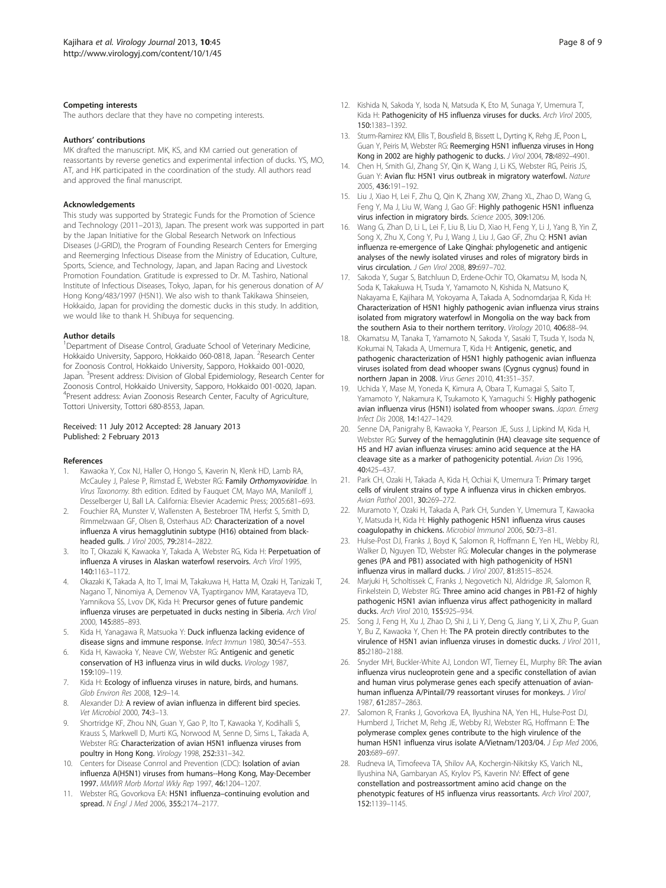#### Competing interests

The authors declare that they have no competing interests.

#### Authors' contributions

MK drafted the manuscript. MK, KS, and KM carried out generation of reassortants by reverse genetics and experimental infection of ducks. YS, MO, AT, and HK participated in the coordination of the study. All authors read and approved the final manuscript.

#### Acknowledgements

This study was supported by Strategic Funds for the Promotion of Science and Technology (2011–2013), Japan. The present work was supported in part by the Japan Initiative for the Global Research Network on Infectious Diseases (J-GRID), the Program of Founding Research Centers for Emerging and Reemerging Infectious Disease from the Ministry of Education, Culture, Sports, Science, and Technology, Japan, and Japan Racing and Livestock Promotion Foundation. Gratitude is expressed to Dr. M. Tashiro, National Institute of Infectious Diseases, Tokyo, Japan, for his generous donation of A/Hong Kong/483/1997 (H5N1). We also wish to thank Takikawa Shinseien, Hokkaido, Japan for providing the domestic ducks in this study. In addition, we would like to thank H. Shibuya for sequencing.

#### Author details

[1]Department of Disease Control, Graduate School of Veterinary Medicine, Hokkaido University, Sapporo, Hokkaido 060-0818, Japan. [2]Research Center for Zoonosis Control, Hokkaido University, Sapporo, Hokkaido 001-0020, Japan. [3]Present address: Division of Global Epidemiology, Research Center for Zoonosis Control, Hokkaido University, Sapporo, Hokkaido 001-0020, Japan. [4]Present address: Avian Zoonosis Research Center, Faculty of Agriculture, Tottori University, Tottori 680-8553, Japan.

Received: 11 July 2012 Accepted: 28 January 2013
Published: 2 February 2013

#### References

1. Kawaoka Y, Cox NJ, Haller O, Hongo S, Kaverin N, Klenk HD, Lamb RA, McCauley J, Palese P, Rimstad E, Webster RG: **Family *Orthomyxoviridae***. In *Virus Taxonomy*. 8th edition. Edited by Fauquet CM, Mayo MA, Maniloff J, Desselberger U, Ball LA. California: Elsevier Academic Press; 2005:681–693.
2. Fouchier RA, Munster V, Wallensten A, Bestebroer TM, Herfst S, Smith D, Rimmelzwaan GF, Olsen B, Osterhaus AD: **Characterization of a novel influenza A virus hemagglutinin subtype (H16) obtained from black-headed gulls.** *J Virol* 2005, **79:**2814–2822.
3. Ito T, Okazaki K, Kawaoka Y, Takada A, Webster RG, Kida H: **Perpetuation of influenza A viruses in Alaskan waterfowl reservoirs.** *Arch Virol* 1995, **140:**1163–1172.
4. Okazaki K, Takada A, Ito T, Imai M, Takakuwa H, Hatta M, Ozaki H, Tanizaki T, Nagano T, Ninomiya A, Demenov VA, Tyaptirganov MM, Karatayeva TD, Yamnikova SS, Lvov DK, Kida H: **Precursor genes of future pandemic influenza viruses are perpetuated in ducks nesting in Siberia.** *Arch Virol* 2000, **145:**885–893.
5. Kida H, Yanagawa R, Matsuoka Y: **Duck influenza lacking evidence of disease signs and immune response.** *Infect Immun* 1980, **30:**547–553.
6. Kida H, Kawaoka Y, Neave CW, Webster RG: **Antigenic and genetic conservation of H3 influenza virus in wild ducks.** *Virology* 1987, **159:**109–119.
7. Kida H: **Ecology of influenza viruses in nature, birds, and humans.** *Glob Environ Res* 2008, **12:**9–14.
8. Alexander DJ: **A review of avian influenza in different bird species.** *Vet Microbiol* 2000, **74:**3–13.
9. Shortridge KF, Zhou NN, Guan Y, Gao P, Ito T, Kawaoka Y, Kodihalli S, Krauss S, Markwell D, Murti KG, Norwood M, Senne D, Sims L, Takada A, Webster RG: **Characterization of avian H5N1 influenza viruses from poultry in Hong Kong.** *Virology* 1998, **252:**331–342.
10. Centers for Disease Conrrol and Prevention (CDC): **Isolation of avian influenza A(H5N1) viruses from humans--Hong Kong, May-December 1997.** *MMWR Morb Mortal Wkly Rep* 1997, **46:**1204–1207.
11. Webster RG, Govorkova EA: **H5N1 influenza–continuing evolution and spread.** *N Engl J Med* 2006, **355:**2174–2177.
12. Kishida N, Sakoda Y, Isoda N, Matsuda K, Eto M, Sunaga Y, Umemura T, Kida H: **Pathogenicity of H5 influenza viruses for ducks.** *Arch Virol* 2005, **150:**1383–1392.
13. Sturm-Ramirez KM, Ellis T, Bousfield B, Bissett L, Dyrting K, Rehg JE, Poon L, Guan Y, Peiris M, Webster RG: **Reemerging H5N1 influenza viruses in Hong Kong in 2002 are highly pathogenic to ducks.** *J Virol* 2004, **78:**4892–4901.
14. Chen H, Smith GJ, Zhang SY, Qin K, Wang J, Li KS, Webster RG, Peiris JS, Guan Y: **Avian flu: H5N1 virus outbreak in migratory waterfowl.** *Nature* 2005, **436:**191–192.
15. Liu J, Xiao H, Lei F, Zhu Q, Qin K, Zhang XW, Zhang XL, Zhao D, Wang G, Feng Y, Ma J, Liu W, Wang J, Gao GF: **Highly pathogenic H5N1 influenza virus infection in migratory birds.** *Science* 2005, **309:**1206.
16. Wang G, Zhan D, Li L, Lei F, Liu B, Liu D, Xiao H, Feng Y, Li J, Yang B, Yin Z, Song X, Zhu X, Cong Y, Pu J, Wang J, Liu J, Gao GF, Zhu Q: **H5N1 avian influenza re-emergence of Lake Qinghai: phylogenetic and antigenic analyses of the newly isolated viruses and roles of migratory birds in virus circulation.** *J Gen Virol* 2008, **89:**697–702.
17. Sakoda Y, Sugar S, Batchluun D, Erdene-Ochir TO, Okamatsu M, Isoda N, Soda K, Takakuwa H, Tsuda Y, Yamamoto N, Kishida N, Matsuno K, Nakayama E, Kajihara M, Yokoyama A, Takada A, Sodnomdarjaa R, Kida H: **Characterization of H5N1 highly pathogenic avian influenza virus strains isolated from migratory waterfowl in Mongolia on the way back from the southern Asia to their northern territory.** *Virology* 2010, **406:**88–94.
18. Okamatsu M, Tanaka T, Yamamoto N, Sakoda Y, Sasaki T, Tsuda Y, Isoda N, Kokumai N, Takada A, Umemura T, Kida H: **Antigenic, genetic, and pathogenic characterization of H5N1 highly pathogenic avian influenza viruses isolated from dead whooper swans (Cygnus cygnus) found in northern Japan in 2008.** *Virus Genes* 2010, **41:**351–357.
19. Uchida Y, Mase M, Yoneda K, Kimura A, Obara T, Kumagai S, Saito T, Yamamoto Y, Nakamura K, Tsukamoto K, Yamaguchi S: **Highly pathogenic avian influenza virus (H5N1) isolated from whooper swans.** *Japan. Emerg Infect Dis* 2008, **14:**1427–1429.
20. Senne DA, Panigrahy B, Kawaoka Y, Pearson JE, Suss J, Lipkind M, Kida H, Webster RG: **Survey of the hemagglutinin (HA) cleavage site sequence of H5 and H7 avian influenza viruses: amino acid sequence at the HA cleavage site as a marker of pathogenicity potential.** *Avian Dis* 1996, **40:**425–437.
21. Park CH, Ozaki H, Takada A, Kida H, Ochiai K, Umemura T: **Primary target cells of virulent strains of type A influenza virus in chicken embryos.** *Avian Pathol* 2001, **30:**269–272.
22. Muramoto Y, Ozaki H, Takada A, Park CH, Sunden Y, Umemura T, Kawaoka Y, Matsuda H, Kida H: **Highly pathogenic H5N1 influenza virus causes coagulopathy in chickens.** *Microbiol Immunol* 2006, **50:**73–81.
23. Hulse-Post DJ, Franks J, Boyd K, Salomon R, Hoffmann E, Yen HL, Webby RJ, Walker D, Nguyen TD, Webster RG: **Molecular changes in the polymerase genes (PA and PB1) associated with high pathogenicity of H5N1 influenza virus in mallard ducks.** *J Virol* 2007, **81:**8515–8524.
24. Marjuki H, Scholtissek C, Franks J, Negovetich NJ, Aldridge JR, Salomon R, Finkelstein D, Webster RG: **Three amino acid changes in PB1-F2 of highly pathogenic H5N1 avian influenza virus affect pathogenicity in mallard ducks.** *Arch Virol* 2010, **155:**925–934.
25. Song J, Feng H, Xu J, Zhao D, Shi J, Li Y, Deng G, Jiang Y, Li X, Zhu P, Guan Y, Bu Z, Kawaoka Y, Chen H: **The PA protein directly contributes to the virulence of H5N1 avian influenza viruses in domestic ducks.** *J Virol* 2011, **85:**2180–2188.
26. Snyder MH, Buckler-White AJ, London WT, Tierney EL, Murphy BR: **The avian influenza virus nucleoprotein gene and a specific constellation of avian and human virus polymerase genes each specify attenuation of avian-human influenza A/Pintail/79 reassortant viruses for monkeys.** *J Virol* 1987, **61:**2857–2863.
27. Salomon R, Franks J, Govorkova EA, Ilyushina NA, Yen HL, Hulse-Post DJ, Humberd J, Trichet M, Rehg JE, Webby RJ, Webster RG, Hoffmann E: **The polymerase complex genes contribute to the high virulence of the human H5N1 influenza virus isolate A/Vietnam/1203/04.** *J Exp Med* 2006, **203:**689–697.
28. Rudneva IA, Timofeeva TA, Shilov AA, Kochergin-Nikitsky KS, Varich NL, Ilyushina NA, Gambaryan AS, Krylov PS, Kaverin NV: **Effect of gene constellation and postreassortment amino acid change on the phenotypic features of H5 influenza virus reassortants.** *Arch Virol* 2007, **152:**1139–1145.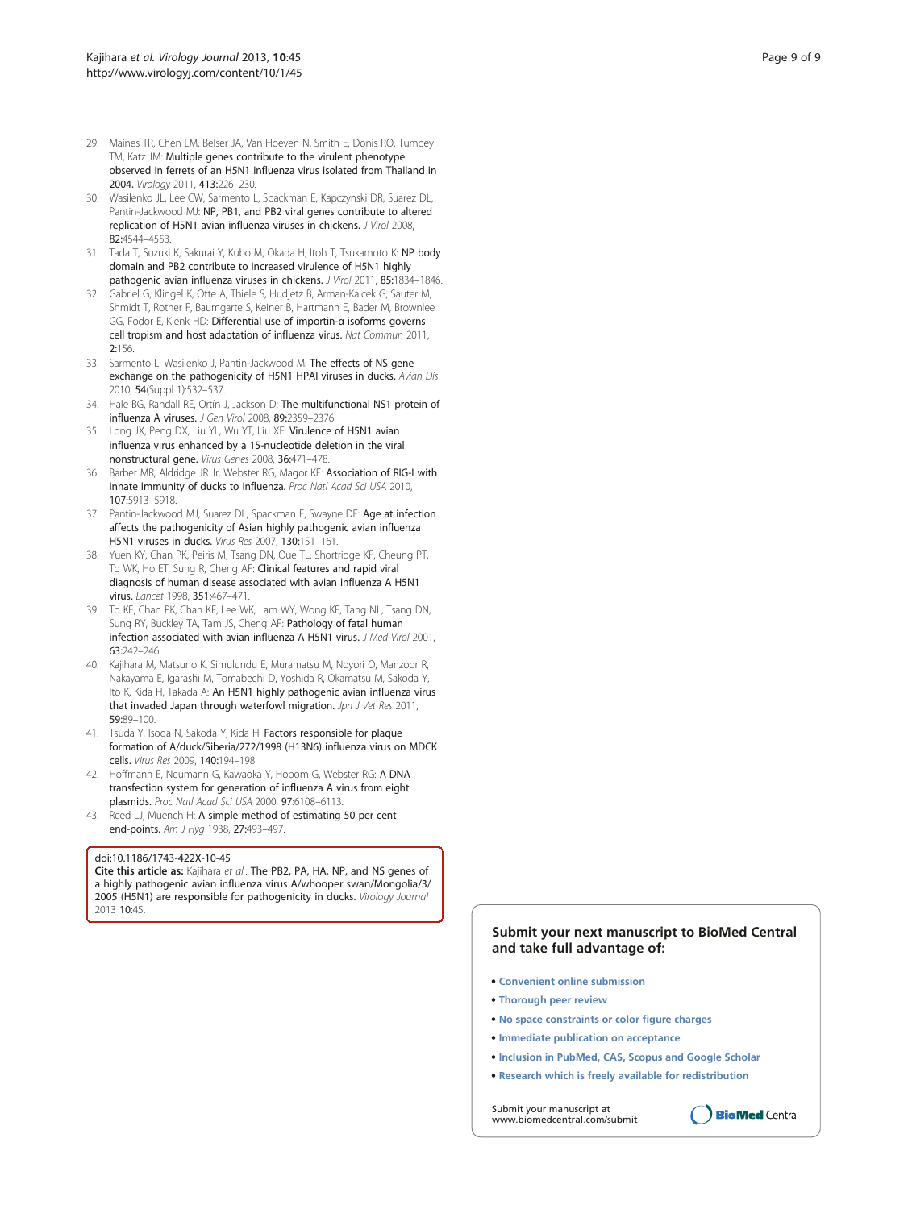29. Maines TR, Chen LM, Belser JA, Van Hoeven N, Smith E, Donis RO, Tumpey TM, Katz JM: **Multiple genes contribute to the virulent phenotype observed in ferrets of an H5N1 influenza virus isolated from Thailand in 2004.** *Virology* 2011, **413:**226–230.
30. Wasilenko JL, Lee CW, Sarmento L, Spackman E, Kapczynski DR, Suarez DL, Pantin-Jackwood MJ: **NP, PB1, and PB2 viral genes contribute to altered replication of H5N1 avian influenza viruses in chickens.** *J Virol* 2008, **82:**4544–4553.
31. Tada T, Suzuki K, Sakurai Y, Kubo M, Okada H, Itoh T, Tsukamoto K: **NP body domain and PB2 contribute to increased virulence of H5N1 highly pathogenic avian influenza viruses in chickens.** *J Virol* 2011, **85:**1834–1846.
32. Gabriel G, Klingel K, Otte A, Thiele S, Hudjetz B, Arman-Kalcek G, Sauter M, Shmidt T, Rother F, Baumgarte S, Keiner B, Hartmann E, Bader M, Brownlee GG, Fodor E, Klenk HD: **Differential use of importin-α isoforms governs cell tropism and host adaptation of influenza virus.** *Nat Commun* 2011, **2:**156.
33. Sarmento L, Wasilenko J, Pantin-Jackwood M: **The effects of NS gene exchange on the pathogenicity of H5N1 HPAI viruses in ducks.** *Avian Dis* 2010, **54**(Suppl 1):532–537.
34. Hale BG, Randall RE, Ortín J, Jackson D: **The multifunctional NS1 protein of influenza A viruses.** *J Gen Virol* 2008, **89:**2359–2376.
35. Long JX, Peng DX, Liu YL, Wu YT, Liu XF: **Virulence of H5N1 avian influenza virus enhanced by a 15-nucleotide deletion in the viral nonstructural gene.** *Virus Genes* 2008, **36:**471–478.
36. Barber MR, Aldridge JR Jr, Webster RG, Magor KE: **Association of RIG-I with innate immunity of ducks to influenza.** *Proc Natl Acad Sci USA* 2010, **107:**5913–5918.
37. Pantin-Jackwood MJ, Suarez DL, Spackman E, Swayne DE: **Age at infection affects the pathogenicity of Asian highly pathogenic avian influenza H5N1 viruses in ducks.** *Virus Res* 2007, **130:**151–161.
38. Yuen KY, Chan PK, Peiris M, Tsang DN, Que TL, Shortridge KF, Cheung PT, To WK, Ho ET, Sung R, Cheng AF: **Clinical features and rapid viral diagnosis of human disease associated with avian influenza A H5N1 virus.** *Lancet* 1998, **351:**467–471.
39. To KF, Chan PK, Chan KF, Lee WK, Lam WY, Wong KF, Tang NL, Tsang DN, Sung RY, Buckley TA, Tam JS, Cheng AF: **Pathology of fatal human infection associated with avian influenza A H5N1 virus.** *J Med Virol* 2001, **63:**242–246.
40. Kajihara M, Matsuno K, Simulundu E, Muramatsu M, Noyori O, Manzoor R, Nakayama E, Igarashi M, Tomabechi D, Yoshida R, Okamatsu M, Sakoda Y, Ito K, Kida H, Takada A: **An H5N1 highly pathogenic avian influenza virus that invaded Japan through waterfowl migration.** *Jpn J Vet Res* 2011, **59:**89–100.
41. Tsuda Y, Isoda N, Sakoda Y, Kida H: **Factors responsible for plaque formation of A/duck/Siberia/272/1998 (H13N6) influenza virus on MDCK cells.** *Virus Res* 2009, **140:**194–198.
42. Hoffmann E, Neumann G, Kawaoka Y, Hobom G, Webster RG: **A DNA transfection system for generation of influenza A virus from eight plasmids.** *Proc Natl Acad Sci USA* 2000, **97:**6108–6113.
43. Reed LJ, Muench H: **A simple method of estimating 50 per cent end-points.** *Am J Hyg* 1938, **27:**493–497.

doi:10.1186/1743-422X-10-45
**Cite this article as:** Kajihara *et al.*: The PB2, PA, HA, NP, and NS genes of a highly pathogenic avian influenza virus A/whooper swan/Mongolia/3/2005 (H5N1) are responsible for pathogenicity in ducks. *Virology Journal* 2013 **10:**45.

**Submit your next manuscript to BioMed Central and take full advantage of:**

- **Convenient online submission**
- **Thorough peer review**
- **No space constraints or color figure charges**
- **Immediate publication on acceptance**
- **Inclusion in PubMed, CAS, Scopus and Google Scholar**
- **Research which is freely available for redistribution**

Submit your manuscript at
www.biomedcentral.com/submit

BioMed Central